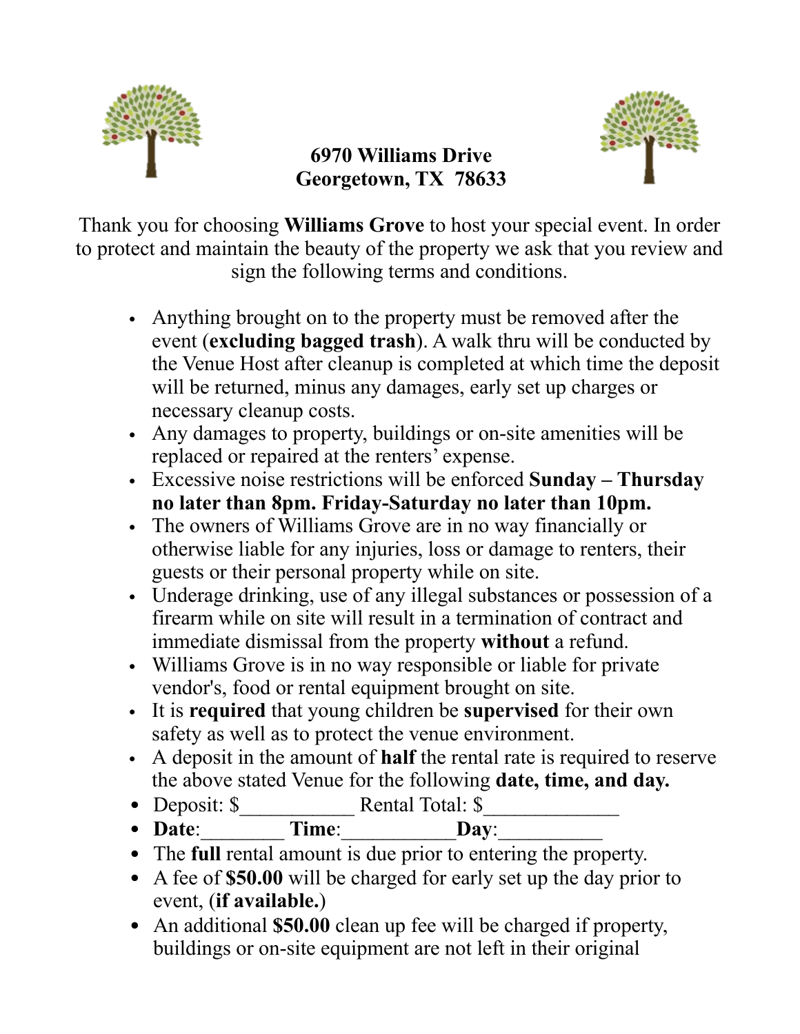**6970 Williams Drive**
**Georgetown, TX 78633**

Thank you for choosing **Williams Grove** to host your special event. In order to protect and maintain the beauty of the property we ask that you review and sign the following terms and conditions.

- Anything brought on to the property must be removed after the event (**excluding bagged trash**). A walk thru will be conducted by the Venue Host after cleanup is completed at which time the deposit will be returned, minus any damages, early set up charges or necessary cleanup costs.
- Any damages to property, buildings or on-site amenities will be replaced or repaired at the renters' expense.
- Excessive noise restrictions will be enforced **Sunday – Thursday no later than 8pm. Friday-Saturday no later than 10pm.**
- The owners of Williams Grove are in no way financially or otherwise liable for any injuries, loss or damage to renters, their guests or their personal property while on site.
- Underage drinking, use of any illegal substances or possession of a firearm while on site will result in a termination of contract and immediate dismissal from the property **without** a refund.
- Williams Grove is in no way responsible or liable for private vendor's, food or rental equipment brought on site.
- It is **required** that young children be **supervised** for their own safety as well as to protect the venue environment.
- A deposit in the amount of **half** the rental rate is required to reserve the above stated Venue for the following **date, time, and day.**
- Deposit: $___________ Rental Total: $_____________
- **Date**:________ **Time**:___________**Day**:__________
- The **full** rental amount is due prior to entering the property.
- A fee of **$50.00** will be charged for early set up the day prior to event, (**if available.**)
- An additional **$50.00** clean up fee will be charged if property, buildings or on-site equipment are not left in their original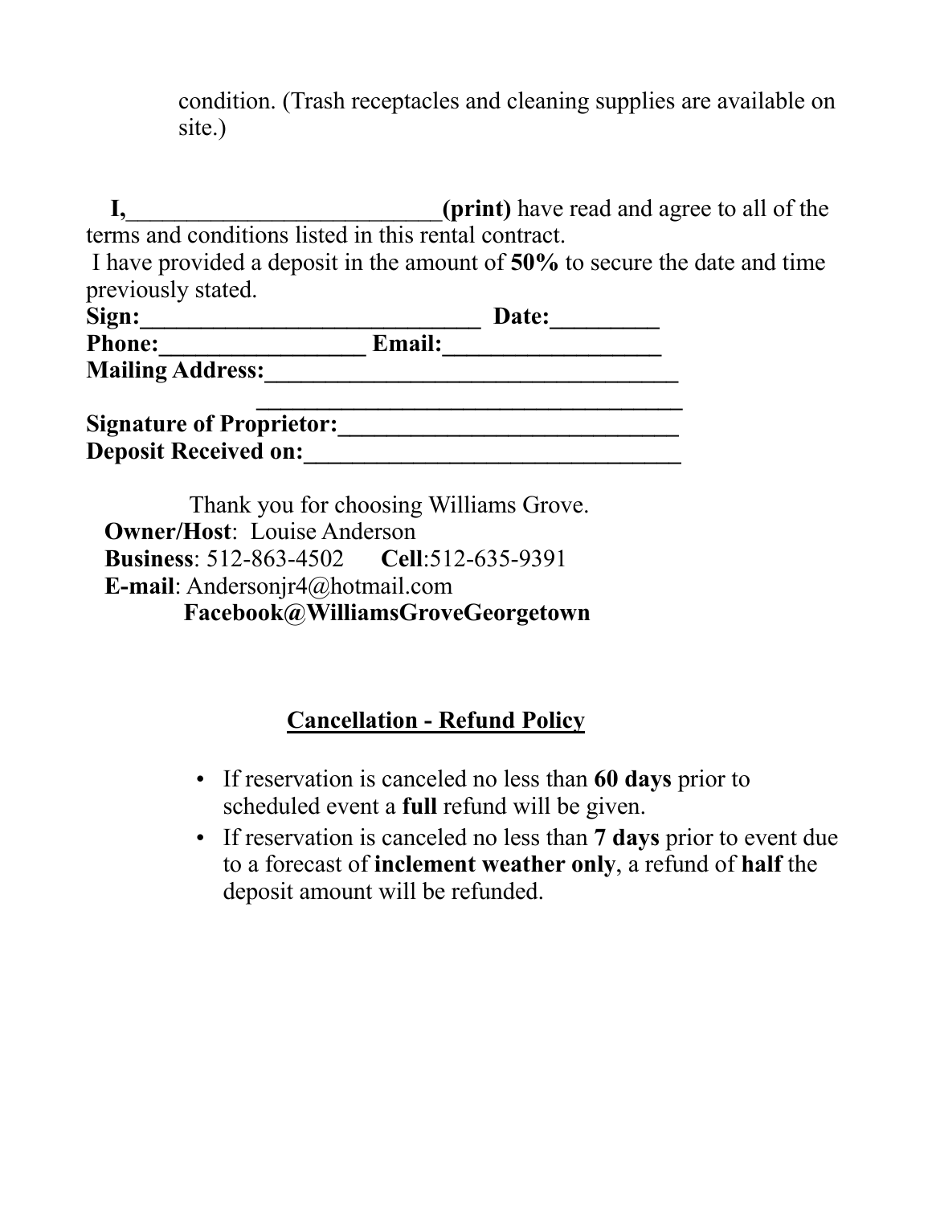condition. (Trash receptacles and cleaning supplies are available on site.)

**I,**__________________________**(print)** have read and agree to all of the terms and conditions listed in this rental contract.

I have provided a deposit in the amount of **50%** to secure the date and time previously stated.

**Sign:**____________________________ **Date:**_________

**Phone:**_________________ **Email:**__________________

**Mailing Address:**___________________________________

___________________________________

**Signature of Proprietor:**____________________________

**Deposit Received on:**_______________________________

Thank you for choosing Williams Grove.

**Owner/Host**: Louise Anderson

**Business**: 512-863-4502 **Cell**:512-635-9391

**E-mail**: Andersonjr4@hotmail.com

**Facebook@WilliamsGroveGeorgetown**

## Cancellation - Refund Policy

- If reservation is canceled no less than **60 days** prior to scheduled event a **full** refund will be given.
- If reservation is canceled no less than **7 days** prior to event due to a forecast of **inclement weather only**, a refund of **half** the deposit amount will be refunded.